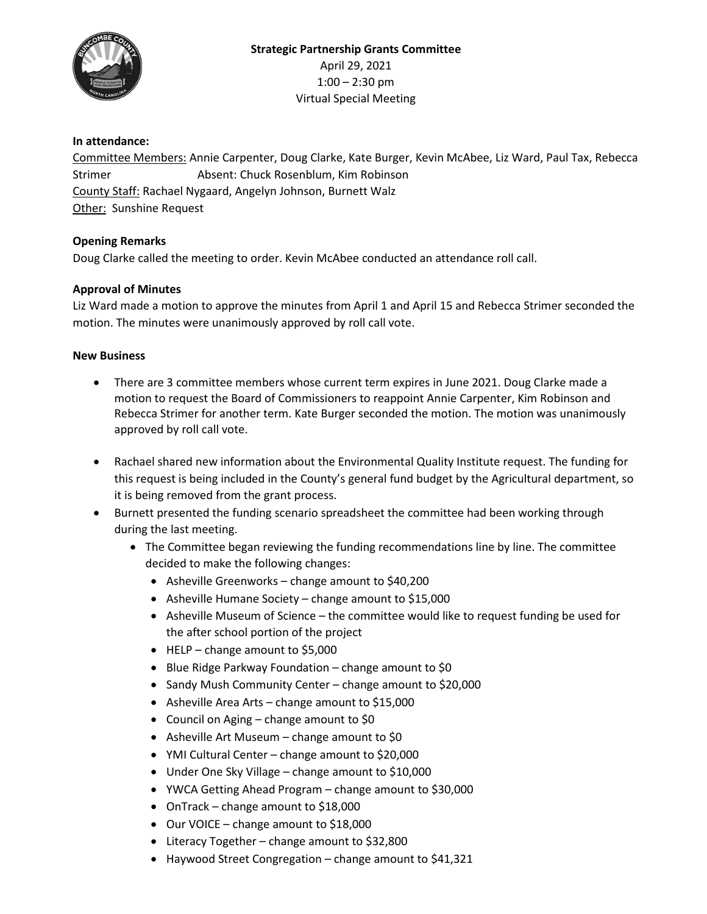**Strategic Partnership Grants Committee**
April 29, 2021
1:00 – 2:30 pm
Virtual Special Meeting

**In attendance:**

Committee Members: Annie Carpenter, Doug Clarke, Kate Burger, Kevin McAbee, Liz Ward, Paul Tax, Rebecca Strimer    Absent: Chuck Rosenblum, Kim Robinson
County Staff: Rachael Nygaard, Angelyn Johnson, Burnett Walz
Other: Sunshine Request

**Opening Remarks**

Doug Clarke called the meeting to order. Kevin McAbee conducted an attendance roll call.

**Approval of Minutes**

Liz Ward made a motion to approve the minutes from April 1 and April 15 and Rebecca Strimer seconded the motion. The minutes were unanimously approved by roll call vote.

**New Business**

- There are 3 committee members whose current term expires in June 2021. Doug Clarke made a motion to request the Board of Commissioners to reappoint Annie Carpenter, Kim Robinson and Rebecca Strimer for another term. Kate Burger seconded the motion. The motion was unanimously approved by roll call vote.
- Rachael shared new information about the Environmental Quality Institute request. The funding for this request is being included in the County's general fund budget by the Agricultural department, so it is being removed from the grant process.
- Burnett presented the funding scenario spreadsheet the committee had been working through during the last meeting.
  - The Committee began reviewing the funding recommendations line by line. The committee decided to make the following changes:
    - Asheville Greenworks – change amount to $40,200
    - Asheville Humane Society – change amount to $15,000
    - Asheville Museum of Science – the committee would like to request funding be used for the after school portion of the project
    - HELP – change amount to $5,000
    - Blue Ridge Parkway Foundation – change amount to $0
    - Sandy Mush Community Center – change amount to $20,000
    - Asheville Area Arts – change amount to $15,000
    - Council on Aging – change amount to $0
    - Asheville Art Museum – change amount to $0
    - YMI Cultural Center – change amount to $20,000
    - Under One Sky Village – change amount to $10,000
    - YWCA Getting Ahead Program – change amount to $30,000
    - OnTrack – change amount to $18,000
    - Our VOICE – change amount to $18,000
    - Literacy Together – change amount to $32,800
    - Haywood Street Congregation – change amount to $41,321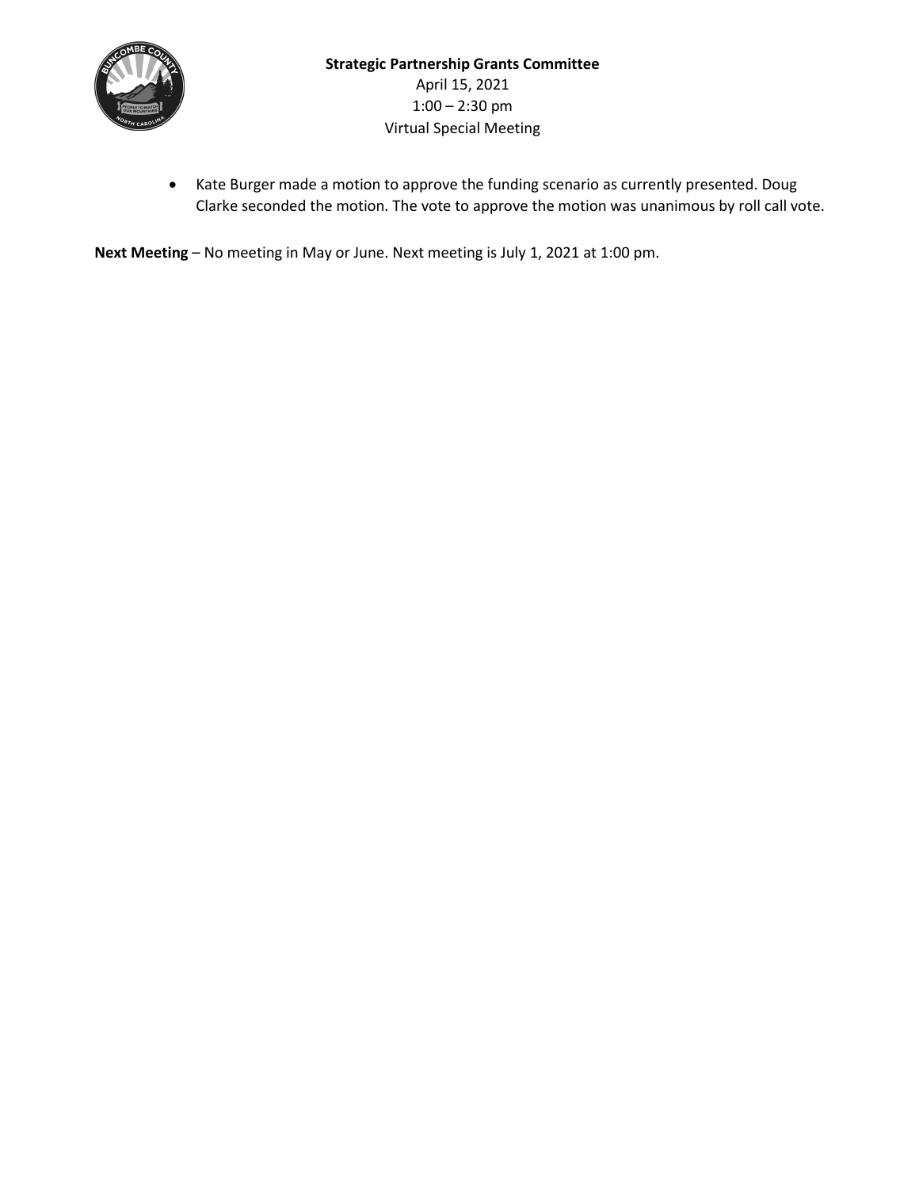- Kate Burger made a motion to approve the funding scenario as currently presented. Doug Clarke seconded the motion. The vote to approve the motion was unanimous by roll call vote.

**Next Meeting** – No meeting in May or June. Next meeting is July 1, 2021 at 1:00 pm.